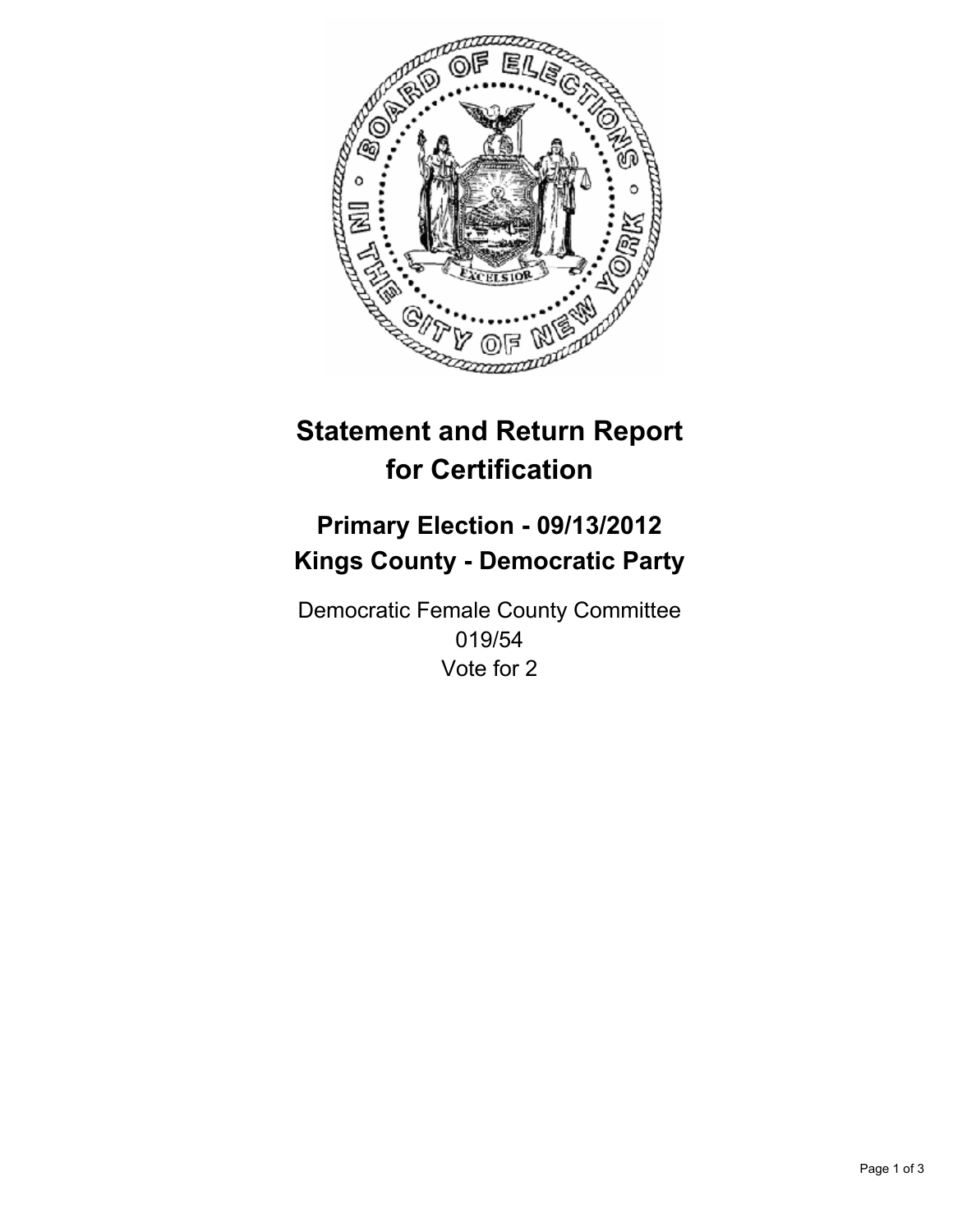# Statement and Return Report for Certification

## Primary Election - 09/13/2012
## Kings County - Democratic Party

Democratic Female County Committee
019/54
Vote for 2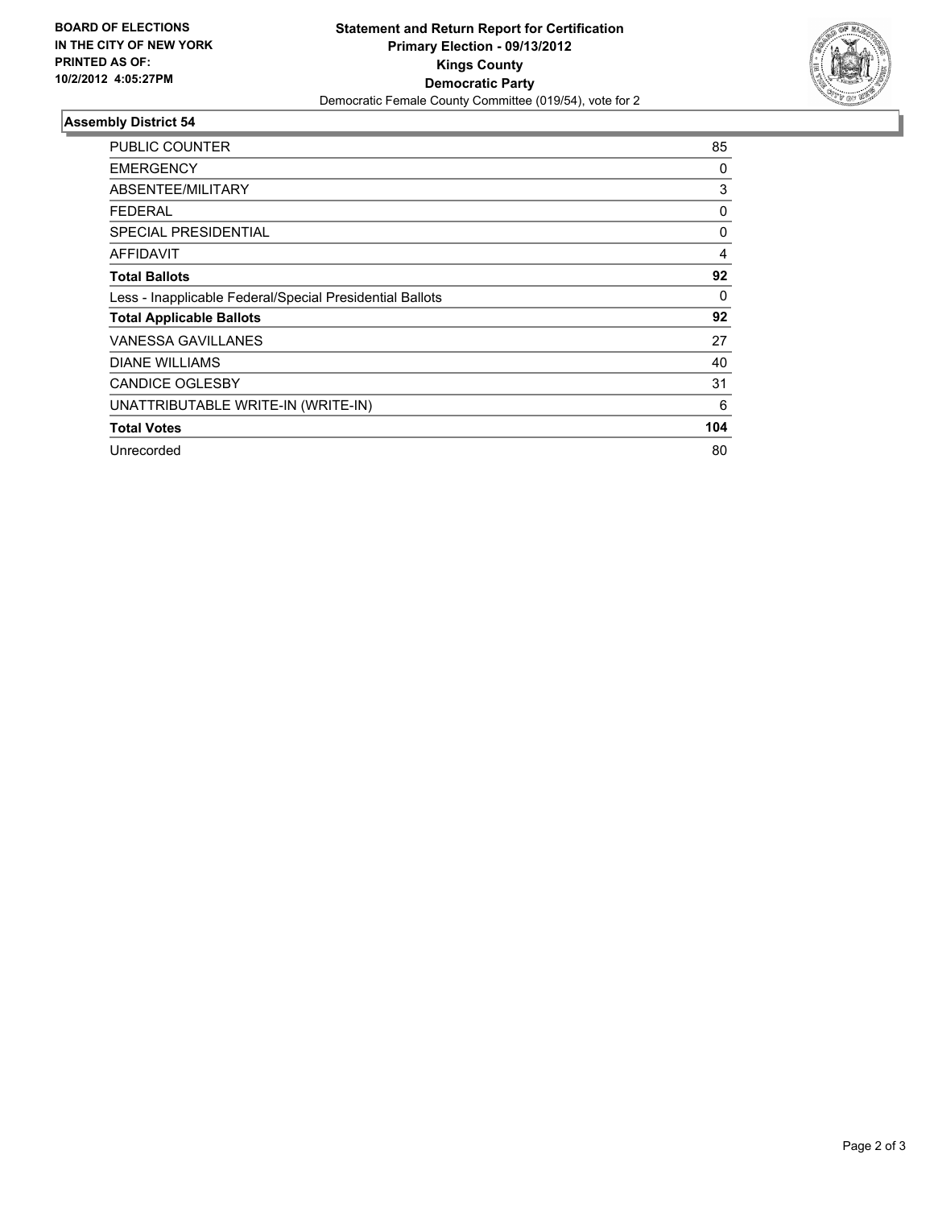**BOARD OF ELECTIONS IN THE CITY OF NEW YORK PRINTED AS OF: 10/2/2012 4:05:27PM**

**Statement and Return Report for Certification**
**Primary Election - 09/13/2012**
**Kings County**
**Democratic Party**
Democratic Female County Committee (019/54), vote for 2

## Assembly District 54

| | |
|---|---|
| PUBLIC COUNTER | 85 |
| EMERGENCY | 0 |
| ABSENTEE/MILITARY | 3 |
| FEDERAL | 0 |
| SPECIAL PRESIDENTIAL | 0 |
| AFFIDAVIT | 4 |
| **Total Ballots** | **92** |
| Less - Inapplicable Federal/Special Presidential Ballots | 0 |
| **Total Applicable Ballots** | **92** |
| VANESSA GAVILLANES | 27 |
| DIANE WILLIAMS | 40 |
| CANDICE OGLESBY | 31 |
| UNATTRIBUTABLE WRITE-IN (WRITE-IN) | 6 |
| **Total Votes** | **104** |
| Unrecorded | 80 |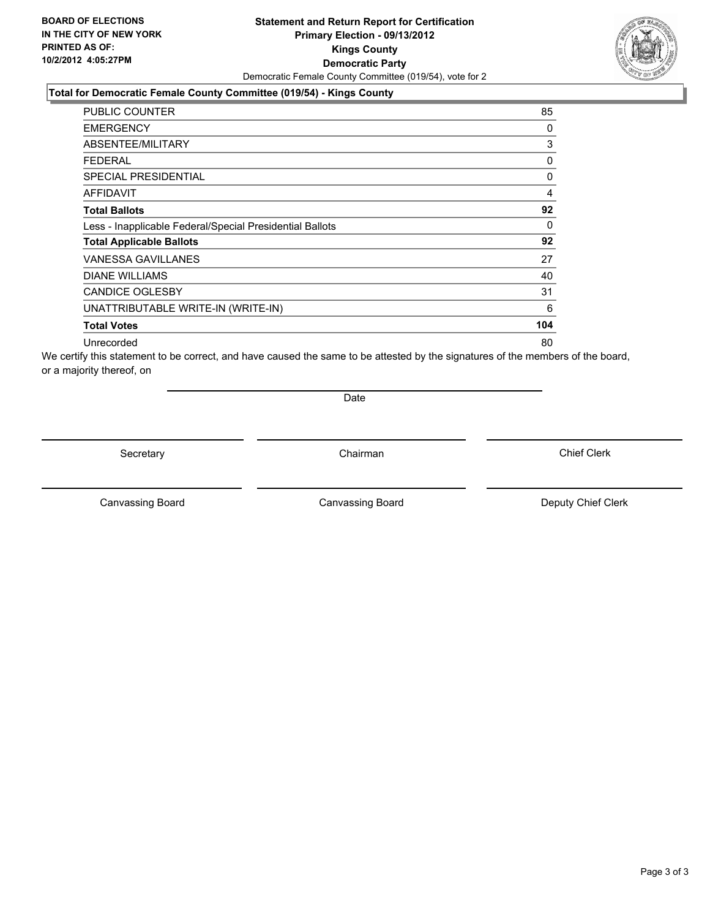**BOARD OF ELECTIONS IN THE CITY OF NEW YORK PRINTED AS OF: 10/2/2012 4:05:27PM**

**Statement and Return Report for Certification**
**Primary Election - 09/13/2012**
**Kings County**
**Democratic Party**
Democratic Female County Committee (019/54), vote for 2

### Total for Democratic Female County Committee (019/54) - Kings County

| | |
|---|---|
| PUBLIC COUNTER | 85 |
| EMERGENCY | 0 |
| ABSENTEE/MILITARY | 3 |
| FEDERAL | 0 |
| SPECIAL PRESIDENTIAL | 0 |
| AFFIDAVIT | 4 |
| **Total Ballots** | **92** |
| Less - Inapplicable Federal/Special Presidential Ballots | 0 |
| **Total Applicable Ballots** | **92** |
| VANESSA GAVILLANES | 27 |
| DIANE WILLIAMS | 40 |
| CANDICE OGLESBY | 31 |
| UNATTRIBUTABLE WRITE-IN (WRITE-IN) | 6 |
| **Total Votes** | **104** |
| Unrecorded | 80 |

We certify this statement to be correct, and have caused the same to be attested by the signatures of the members of the board, or a majority thereof, on

Date

Secretary | Chairman | Chief Clerk

Canvassing Board | Canvassing Board | Deputy Chief Clerk